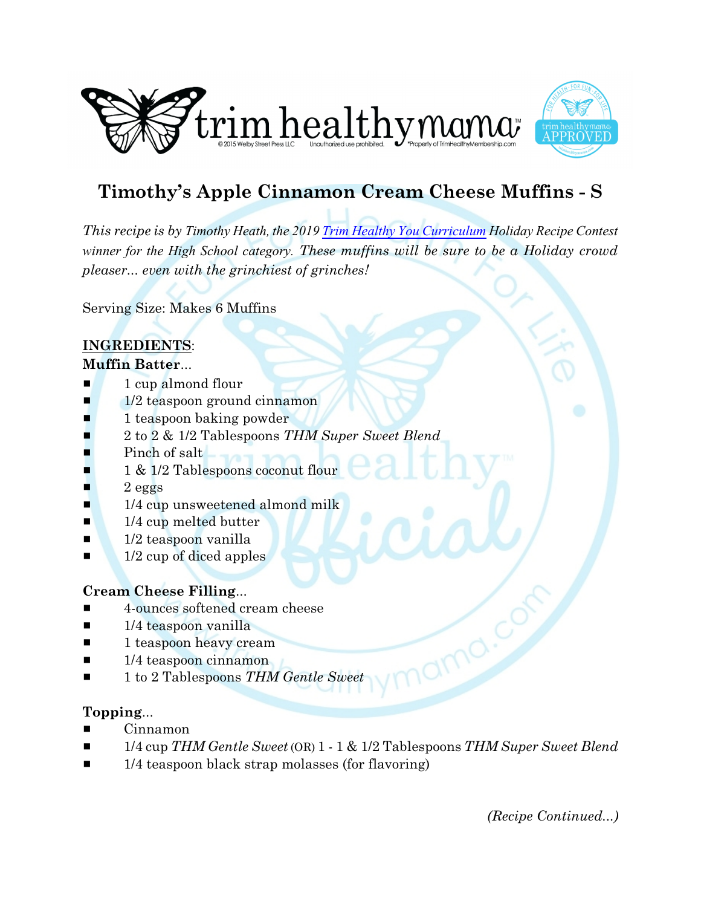# Timothy's Apple Cinnamon Cream Cheese Muffins - S

*This recipe is by Timothy Heath, the 2019 Trim Healthy You Curriculum Holiday Recipe Contest winner for the High School category. These muffins will be sure to be a Holiday crowd pleaser... even with the grinchiest of grinches!*

Serving Size: Makes 6 Muffins

**INGREDIENTS**:

**Muffin Batter**...

- 1 cup almond flour
- 1/2 teaspoon ground cinnamon
- 1 teaspoon baking powder
- 2 to 2 & 1/2 Tablespoons *THM Super Sweet Blend*
- Pinch of salt
- 1 & 1/2 Tablespoons coconut flour
- 2 eggs
- 1/4 cup unsweetened almond milk
- 1/4 cup melted butter
- 1/2 teaspoon vanilla
- 1/2 cup of diced apples

**Cream Cheese Filling**...

- 4-ounces softened cream cheese
- 1/4 teaspoon vanilla
- 1 teaspoon heavy cream
- 1/4 teaspoon cinnamon
- 1 to 2 Tablespoons *THM Gentle Sweet*

**Topping**...

- Cinnamon
- 1/4 cup *THM Gentle Sweet* (OR) 1 - 1 & 1/2 Tablespoons *THM Super Sweet Blend*
- 1/4 teaspoon black strap molasses (for flavoring)

*(Recipe Continued...)*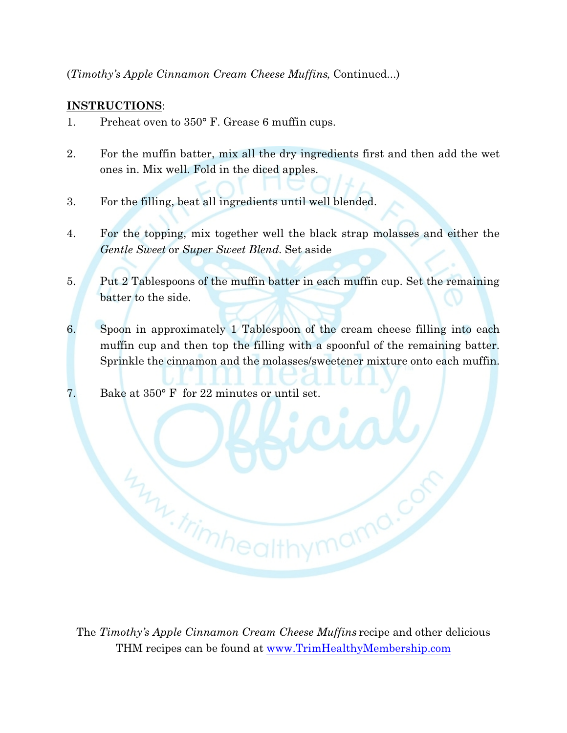(*Timothy's Apple Cinnamon Cream Cheese Muffins*, Continued...)

**INSTRUCTIONS**:

1. Preheat oven to 350° F. Grease 6 muffin cups.

2. For the muffin batter, mix all the dry ingredients first and then add the wet ones in. Mix well. Fold in the diced apples.

3. For the filling, beat all ingredients until well blended.

4. For the topping, mix together well the black strap molasses and either the *Gentle Sweet* or *Super Sweet Blend*. Set aside

5. Put 2 Tablespoons of the muffin batter in each muffin cup. Set the remaining batter to the side.

6. Spoon in approximately 1 Tablespoon of the cream cheese filling into each muffin cup and then top the filling with a spoonful of the remaining batter. Sprinkle the cinnamon and the molasses/sweetener mixture onto each muffin.

7. Bake at 350° F for 22 minutes or until set.

The *Timothy's Apple Cinnamon Cream Cheese Muffins* recipe and other delicious THM recipes can be found at www.TrimHealthyMembership.com